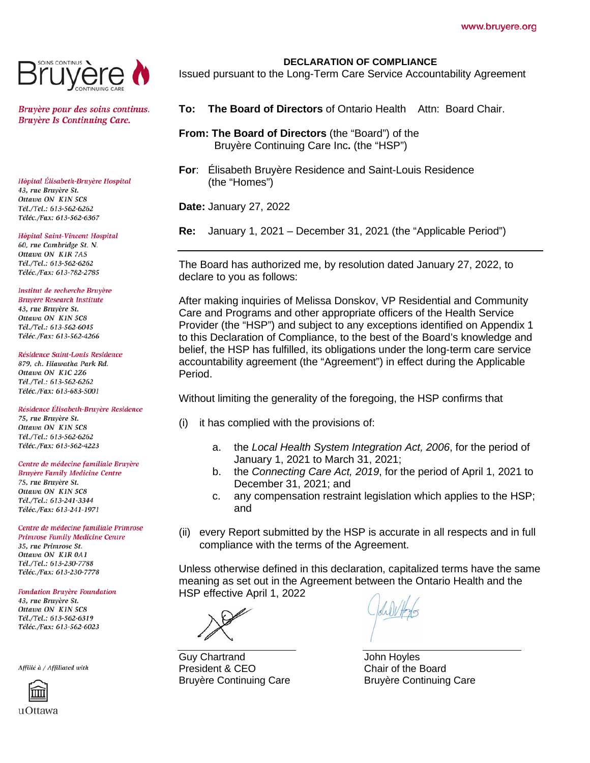www.bruyere.org

SOINS CONTINUS Bruyère CONTINUING CARE

*Bruyère pour des soins continus.*
*Bruyère Is Continuing Care.*

*Hôpital Élisabeth-Bruyère Hospital*
43, rue Bruyère St.
Ottawa ON K1N 5C8
Tél./Tel.: 613-562-6262
Téléc./Fax: 613-562-6367

*Hôpital Saint-Vincent Hospital*
60, rue Cambridge St. N.
Ottawa ON K1R 7A5
Tél./Tel.: 613-562-6262
Téléc./Fax: 613-782-2785

*Institut de recherche Bruyère*
*Bruyère Research Institute*
43, rue Bruyère St.
Ottawa ON K1N 5C8
Tél./Tel.: 613-562-6045
Téléc./Fax: 613-562-4266

*Résidence Saint-Louis Residence*
879, ch. Hiawatha Park Rd.
Ottawa ON K1C 2Z6
Tél./Tel.: 613-562-6262
Téléc./Fax: 613-683-5001

*Résidence Élisabeth-Bruyère Residence*
75, rue Bruyère St.
Ottawa ON K1N 5C8
Tél./Tel.: 613-562-6262
Téléc./Fax: 613-562-4223

*Centre de médecine familiale Bruyère*
*Bruyère Family Medicine Centre*
75, rue Bruyère St.
Ottawa ON K1N 5C8
Tél./Tel.: 613-241-3344
Téléc./Fax: 613-241-1971

*Centre de médecine familiale Primrose*
*Primrose Family Medicine Centre*
35, rue Primrose St.
Ottawa ON K1R 0A1
Tél./Tel.: 613-230-7788
Téléc./Fax: 613-230-7778

*Fondation Bruyère Foundation*
43, rue Bruyère St.
Ottawa ON K1N 5C8
Tél./Tel.: 613-562-6319
Téléc./Fax: 613-562-6023

*Affilié à / Affiliated with*
uOttawa

**DECLARATION OF COMPLIANCE**
Issued pursuant to the Long-Term Care Service Accountability Agreement

**To:** **The Board of Directors** of Ontario Health Attn: Board Chair.

**From: The Board of Directors** (the "Board") of the Bruyère Continuing Care Inc**.** (the "HSP")

**For**: Élisabeth Bruyère Residence and Saint-Louis Residence (the "Homes")

**Date:** January 27, 2022

**Re:** January 1, 2021 – December 31, 2021 (the "Applicable Period")

---

The Board has authorized me, by resolution dated January 27, 2022, to declare to you as follows:

After making inquiries of Melissa Donskov, VP Residential and Community Care and Programs and other appropriate officers of the Health Service Provider (the "HSP") and subject to any exceptions identified on Appendix 1 to this Declaration of Compliance, to the best of the Board's knowledge and belief, the HSP has fulfilled, its obligations under the long-term care service accountability agreement (the "Agreement") in effect during the Applicable Period.

Without limiting the generality of the foregoing, the HSP confirms that

(i) it has complied with the provisions of:

  a. the *Local Health System Integration Act, 2006*, for the period of January 1, 2021 to March 31, 2021;
  b. the *Connecting Care Act, 2019*, for the period of April 1, 2021 to December 31, 2021; and
  c. any compensation restraint legislation which applies to the HSP; and

(ii) every Report submitted by the HSP is accurate in all respects and in full compliance with the terms of the Agreement.

Unless otherwise defined in this declaration, capitalized terms have the same meaning as set out in the Agreement between the Ontario Health and the HSP effective April 1, 2022

Guy Chartrand
President & CEO
Bruyère Continuing Care

John Hoyles
Chair of the Board
Bruyère Continuing Care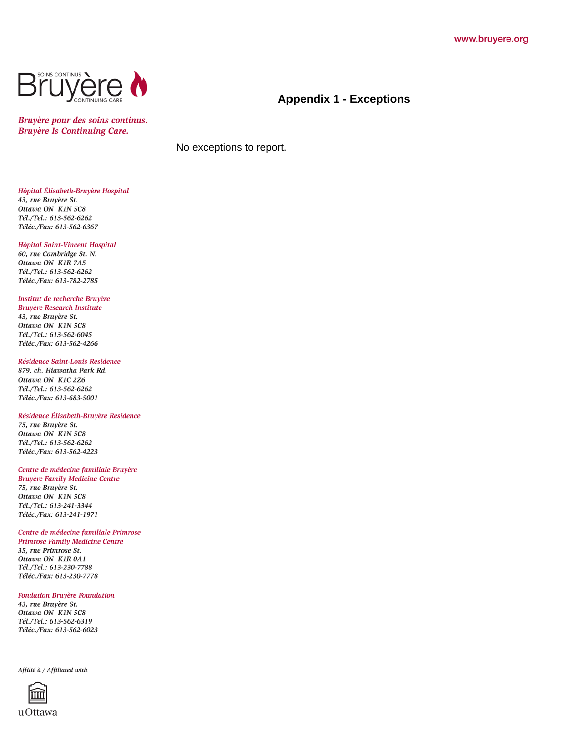www.bruyere.org

# Appendix 1 - Exceptions

*Bruyère pour des soins continus.*
*Bruyère Is Continuing Care.*

No exceptions to report.

*Hôpital Élisabeth-Bruyère Hospital*
*43, rue Bruyère St.*
*Ottawa ON K1N 5C8*
*Tél./Tel.: 613-562-6262*
*Téléc./Fax: 613-562-6367*

*Hôpital Saint-Vincent Hospital*
*60, rue Cambridge St. N.*
*Ottawa ON K1R 7A5*
*Tél./Tel.: 613-562-6262*
*Téléc./Fax: 613-782-2785*

*Institut de recherche Bruyère*
*Bruyère Research Institute*
*43, rue Bruyère St.*
*Ottawa ON K1N 5C8*
*Tél./Tel.: 613-562-6045*
*Téléc./Fax: 613-562-4266*

*Résidence Saint-Louis Residence*
*879, ch. Hiawatha Park Rd.*
*Ottawa ON K1C 2Z6*
*Tél./Tel.: 613-562-6262*
*Téléc./Fax: 613-683-5001*

*Résidence Élisabeth-Bruyère Residence*
*75, rue Bruyère St.*
*Ottawa ON K1N 5C8*
*Tél./Tel.: 613-562-6262*
*Téléc./Fax: 613-562-4223*

*Centre de médecine familiale Bruyère*
*Bruyère Family Medicine Centre*
*75, rue Bruyère St.*
*Ottawa ON K1N 5C8*
*Tél./Tel.: 613-241-3344*
*Téléc./Fax: 613-241-1971*

*Centre de médecine familiale Primrose*
*Primrose Family Medicine Centre*
*35, rue Primrose St.*
*Ottawa ON K1R 0A1*
*Tél./Tel.: 613-230-7788*
*Téléc./Fax: 613-230-7778*

*Fondation Bruyère Foundation*
*43, rue Bruyère St.*
*Ottawa ON K1N 5C8*
*Tél./Tel.: 613-562-6319*
*Téléc./Fax: 613-562-6023*

*Affilié à / Affiliated with*

uOttawa